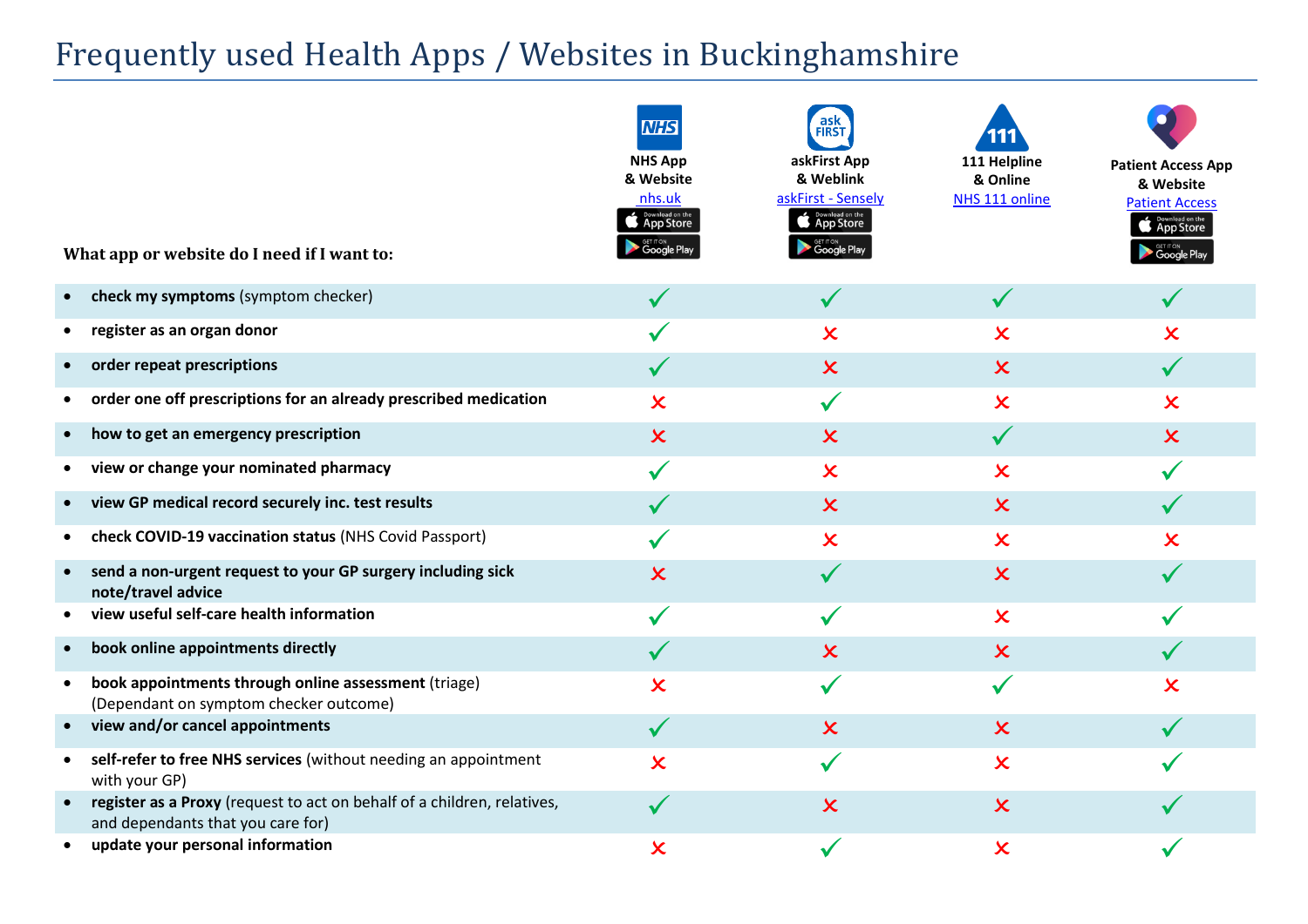# Frequently used Health Apps / Websites in Buckinghamshire

| What app or website do I need if I want to: | NHS App & Website nhs.uk | askFirst App & Weblink askFirst - Sensely | 111 Helpline & Online NHS 111 online | Patient Access App & Website Patient Access |
|---|---|---|---|---|
| • **check my symptoms** (symptom checker) | ✓ | ✓ | ✓ | ✓ |
| • **register as an organ donor** | ✓ | ✗ | ✗ | ✗ |
| • **order repeat prescriptions** | ✓ | ✗ | ✗ | ✓ |
| • **order one off prescriptions for an already prescribed medication** | ✗ | ✓ | ✗ | ✗ |
| • **how to get an emergency prescription** | ✗ | ✗ | ✓ | ✗ |
| • **view or change your nominated pharmacy** | ✓ | ✗ | ✗ | ✓ |
| • **view GP medical record securely inc. test results** | ✓ | ✗ | ✗ | ✓ |
| • **check COVID-19 vaccination status** (NHS Covid Passport) | ✓ | ✗ | ✗ | ✗ |
| • **send a non-urgent request to your GP surgery including sick note/travel advice** | ✗ | ✓ | ✗ | ✓ |
| • **view useful self-care health information** | ✓ | ✓ | ✗ | ✓ |
| • **book online appointments directly** | ✓ | ✗ | ✗ | ✓ |
| • **book appointments through online assessment** (triage) (Dependant on symptom checker outcome) | ✗ | ✓ | ✓ | ✗ |
| • **view and/or cancel appointments** | ✓ | ✗ | ✗ | ✓ |
| • **self-refer to free NHS services** (without needing an appointment with your GP) | ✗ | ✓ | ✗ | ✓ |
| • **register as a Proxy** (request to act on behalf of a children, relatives, and dependants that you care for) | ✓ | ✗ | ✗ | ✓ |
| • **update your personal information** | ✗ | ✓ | ✗ | ✓ |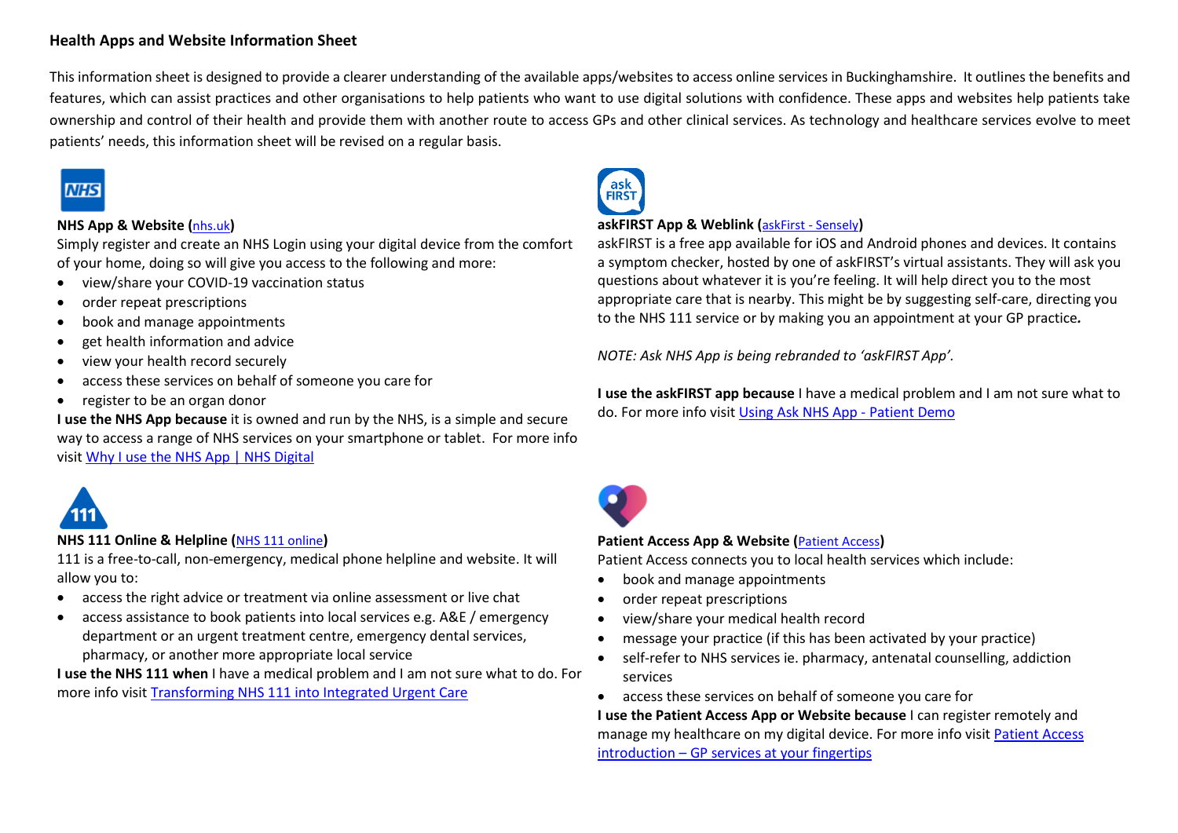## Health Apps and Website Information Sheet

This information sheet is designed to provide a clearer understanding of the available apps/websites to access online services in Buckinghamshire. It outlines the benefits and features, which can assist practices and other organisations to help patients who want to use digital solutions with confidence. These apps and websites help patients take ownership and control of their health and provide them with another route to access GPs and other clinical services. As technology and healthcare services evolve to meet patients' needs, this information sheet will be revised on a regular basis.

**NHS App & Website (nhs.uk)**

Simply register and create an NHS Login using your digital device from the comfort of your home, doing so will give you access to the following and more:

- view/share your COVID-19 vaccination status
- order repeat prescriptions
- book and manage appointments
- get health information and advice
- view your health record securely
- access these services on behalf of someone you care for
- register to be an organ donor

**I use the NHS App because** it is owned and run by the NHS, is a simple and secure way to access a range of NHS services on your smartphone or tablet. For more info visit Why I use the NHS App | NHS Digital

**NHS 111 Online & Helpline (NHS 111 online)**

111 is a free-to-call, non-emergency, medical phone helpline and website. It will allow you to:

- access the right advice or treatment via online assessment or live chat
- access assistance to book patients into local services e.g. A&E / emergency department or an urgent treatment centre, emergency dental services, pharmacy, or another more appropriate local service

**I use the NHS 111 when** I have a medical problem and I am not sure what to do. For more info visit Transforming NHS 111 into Integrated Urgent Care

**askFIRST App & Weblink (askFirst - Sensely)**

askFIRST is a free app available for iOS and Android phones and devices. It contains a symptom checker, hosted by one of askFIRST's virtual assistants. They will ask you questions about whatever it is you're feeling. It will help direct you to the most appropriate care that is nearby. This might be by suggesting self-care, directing you to the NHS 111 service or by making you an appointment at your GP practice.

*NOTE: Ask NHS App is being rebranded to 'askFIRST App'.*

**I use the askFIRST app because** I have a medical problem and I am not sure what to do. For more info visit Using Ask NHS App - Patient Demo

**Patient Access App & Website (Patient Access)**

Patient Access connects you to local health services which include:

- book and manage appointments
- order repeat prescriptions
- view/share your medical health record
- message your practice (if this has been activated by your practice)
- self-refer to NHS services ie. pharmacy, antenatal counselling, addiction services
- access these services on behalf of someone you care for

**I use the Patient Access App or Website because** I can register remotely and manage my healthcare on my digital device. For more info visit Patient Access introduction – GP services at your fingertips